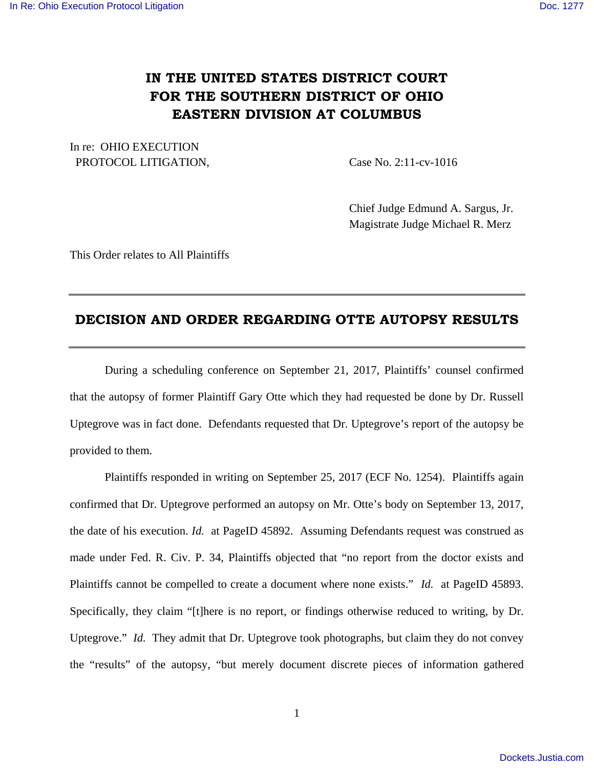# IN THE UNITED STATES DISTRICT COURT FOR THE SOUTHERN DISTRICT OF OHIO EASTERN DIVISION AT COLUMBUS

In re: OHIO EXECUTION
PROTOCOL LITIGATION,

Case No. 2:11-cv-1016

Chief Judge Edmund A. Sargus, Jr.
Magistrate Judge Michael R. Merz

This Order relates to All Plaintiffs

---

## DECISION AND ORDER REGARDING OTTE AUTOPSY RESULTS

---

During a scheduling conference on September 21, 2017, Plaintiffs' counsel confirmed that the autopsy of former Plaintiff Gary Otte which they had requested be done by Dr. Russell Uptegrove was in fact done. Defendants requested that Dr. Uptegrove's report of the autopsy be provided to them.

Plaintiffs responded in writing on September 25, 2017 (ECF No. 1254). Plaintiffs again confirmed that Dr. Uptegrove performed an autopsy on Mr. Otte's body on September 13, 2017, the date of his execution. *Id.* at PageID 45892. Assuming Defendants request was construed as made under Fed. R. Civ. P. 34, Plaintiffs objected that "no report from the doctor exists and Plaintiffs cannot be compelled to create a document where none exists." *Id.* at PageID 45893. Specifically, they claim "[t]here is no report, or findings otherwise reduced to writing, by Dr. Uptegrove." *Id.* They admit that Dr. Uptegrove took photographs, but claim they do not convey the "results" of the autopsy, "but merely document discrete pieces of information gathered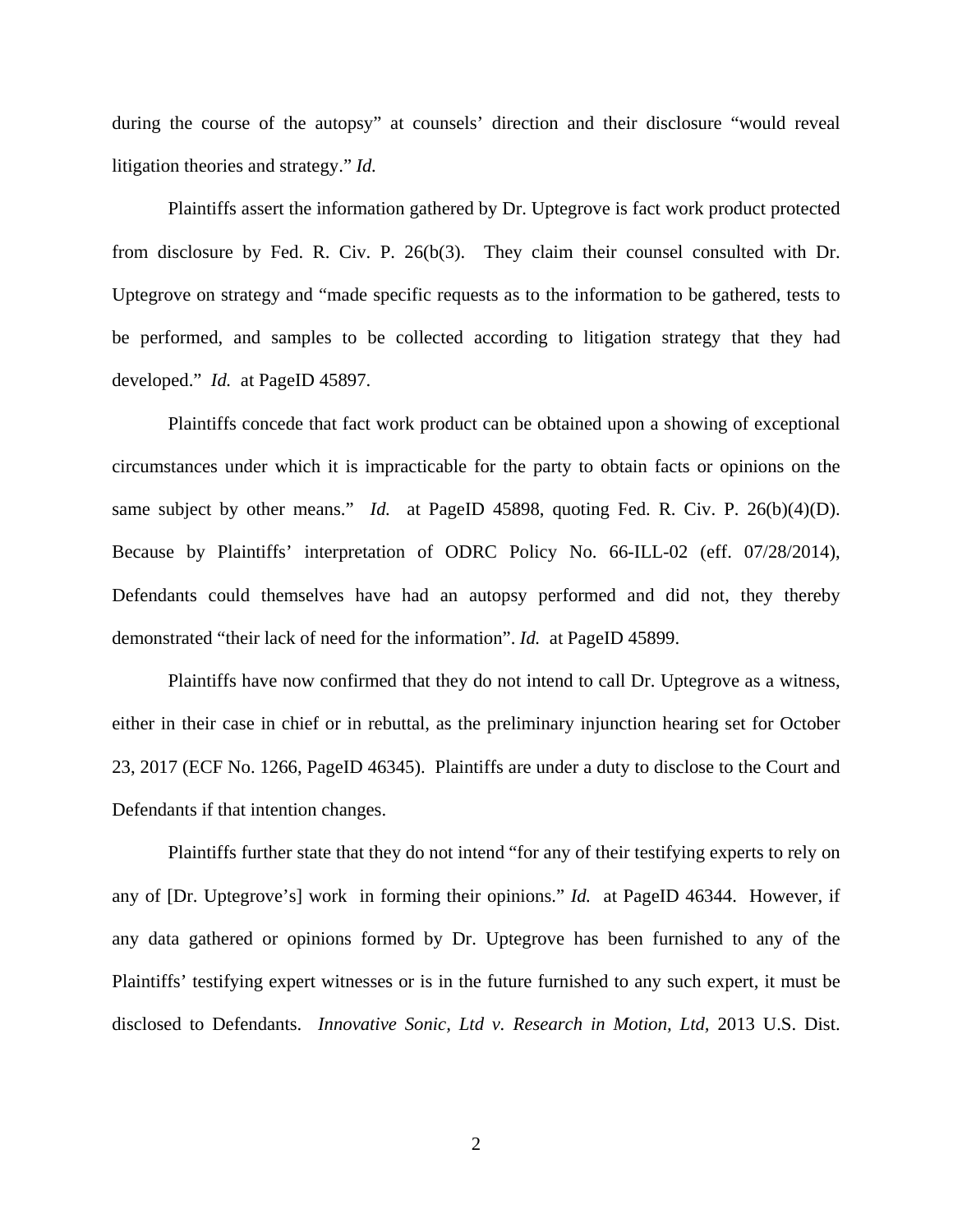during the course of the autopsy" at counsels' direction and their disclosure "would reveal litigation theories and strategy." *Id.*

Plaintiffs assert the information gathered by Dr. Uptegrove is fact work product protected from disclosure by Fed. R. Civ. P. 26(b(3). They claim their counsel consulted with Dr. Uptegrove on strategy and "made specific requests as to the information to be gathered, tests to be performed, and samples to be collected according to litigation strategy that they had developed." *Id.* at PageID 45897.

Plaintiffs concede that fact work product can be obtained upon a showing of exceptional circumstances under which it is impracticable for the party to obtain facts or opinions on the same subject by other means." *Id.* at PageID 45898, quoting Fed. R. Civ. P. 26(b)(4)(D). Because by Plaintiffs' interpretation of ODRC Policy No. 66-ILL-02 (eff. 07/28/2014), Defendants could themselves have had an autopsy performed and did not, they thereby demonstrated "their lack of need for the information". *Id.* at PageID 45899.

Plaintiffs have now confirmed that they do not intend to call Dr. Uptegrove as a witness, either in their case in chief or in rebuttal, as the preliminary injunction hearing set for October 23, 2017 (ECF No. 1266, PageID 46345). Plaintiffs are under a duty to disclose to the Court and Defendants if that intention changes.

Plaintiffs further state that they do not intend "for any of their testifying experts to rely on any of [Dr. Uptegrove's] work in forming their opinions." *Id.* at PageID 46344. However, if any data gathered or opinions formed by Dr. Uptegrove has been furnished to any of the Plaintiffs' testifying expert witnesses or is in the future furnished to any such expert, it must be disclosed to Defendants. *Innovative Sonic, Ltd v. Research in Motion, Ltd,* 2013 U.S. Dist.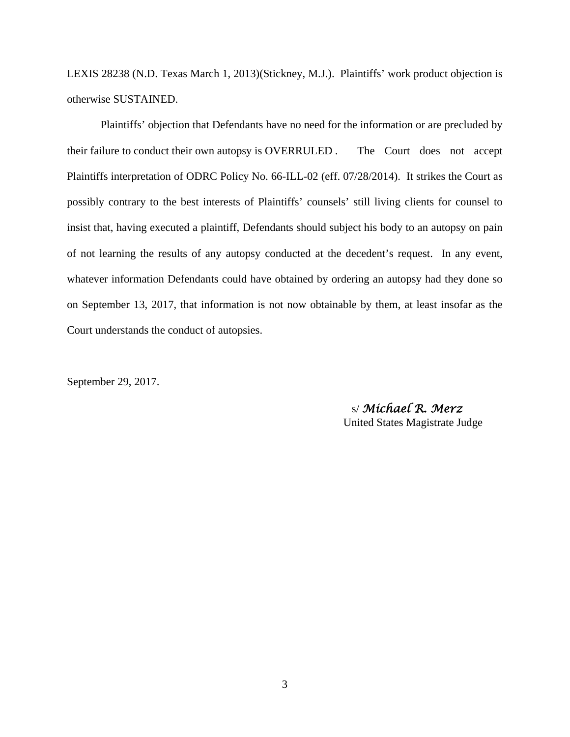LEXIS 28238 (N.D. Texas March 1, 2013)(Stickney, M.J.). Plaintiffs' work product objection is otherwise SUSTAINED.

Plaintiffs' objection that Defendants have no need for the information or are precluded by their failure to conduct their own autopsy is OVERRULED . The Court does not accept Plaintiffs interpretation of ODRC Policy No. 66-ILL-02 (eff. 07/28/2014). It strikes the Court as possibly contrary to the best interests of Plaintiffs' counsels' still living clients for counsel to insist that, having executed a plaintiff, Defendants should subject his body to an autopsy on pain of not learning the results of any autopsy conducted at the decedent's request. In any event, whatever information Defendants could have obtained by ordering an autopsy had they done so on September 13, 2017, that information is not now obtainable by them, at least insofar as the Court understands the conduct of autopsies.

September 29, 2017.

s/ *Michael R. Merz*
United States Magistrate Judge